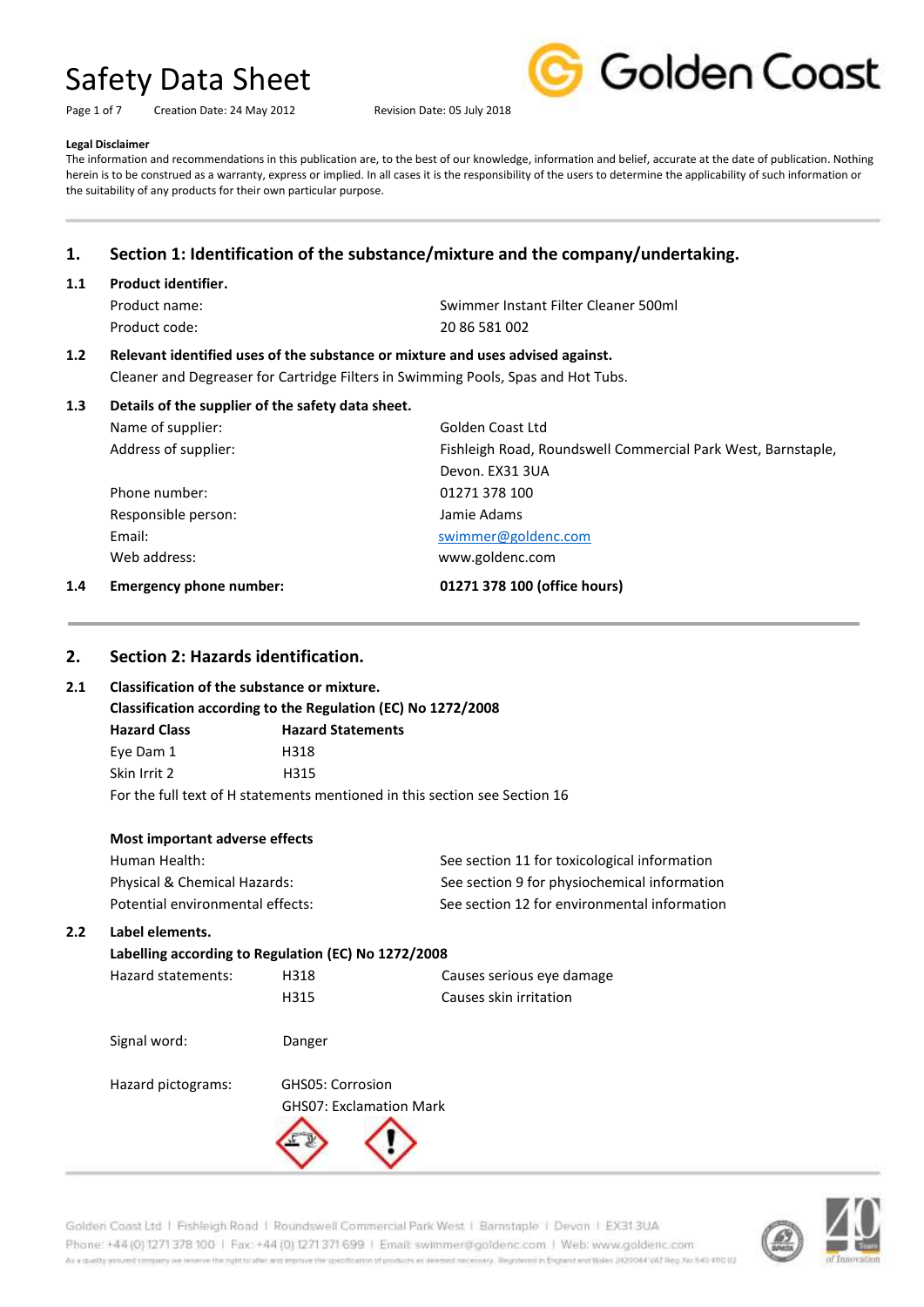# Safety Data Sheet

Creation Date: 24 May 2012    Revision Date: 05 July 2018

**Legal Disclaimer**

The information and recommendations in this publication are, to the best of our knowledge, information and belief, accurate at the date of publication. Nothing herein is to be construed as a warranty, express or implied. In all cases it is the responsibility of the users to determine the applicability of such information or the suitability of any products for their own particular purpose.

## 1. Section 1: Identification of the substance/mixture and the company/undertaking.

### 1.1 Product identifier.

| | |
|---|---|
| Product name: | Swimmer Instant Filter Cleaner 500ml |
| Product code: | 20 86 581 002 |

### 1.2 Relevant identified uses of the substance or mixture and uses advised against.

Cleaner and Degreaser for Cartridge Filters in Swimming Pools, Spas and Hot Tubs.

### 1.3 Details of the supplier of the safety data sheet.

| | |
|---|---|
| Name of supplier: | Golden Coast Ltd |
| Address of supplier: | Fishleigh Road, Roundswell Commercial Park West, Barnstaple, Devon. EX31 3UA |
| Phone number: | 01271 378 100 |
| Responsible person: | Jamie Adams |
| Email: | swimmer@goldenc.com |
| Web address: | www.goldenc.com |

### 1.4 Emergency phone number: **01271 378 100 (office hours)**

## 2. Section 2: Hazards identification.

### 2.1 Classification of the substance or mixture.

**Classification according to the Regulation (EC) No 1272/2008**

| Hazard Class | Hazard Statements |
|---|---|
| Eye Dam 1 | H318 |
| Skin Irrit 2 | H315 |

For the full text of H statements mentioned in this section see Section 16

**Most important adverse effects**

| | |
|---|---|
| Human Health: | See section 11 for toxicological information |
| Physical & Chemical Hazards: | See section 9 for physiochemical information |
| Potential environmental effects: | See section 12 for environmental information |

### 2.2 Label elements.

**Labelling according to Regulation (EC) No 1272/2008**

| | | |
|---|---|---|
| Hazard statements: | H318 | Causes serious eye damage |
| | H315 | Causes skin irritation |
| Signal word: | Danger | |
| Hazard pictograms: | GHS05: Corrosion | |
| | GHS07: Exclamation Mark | |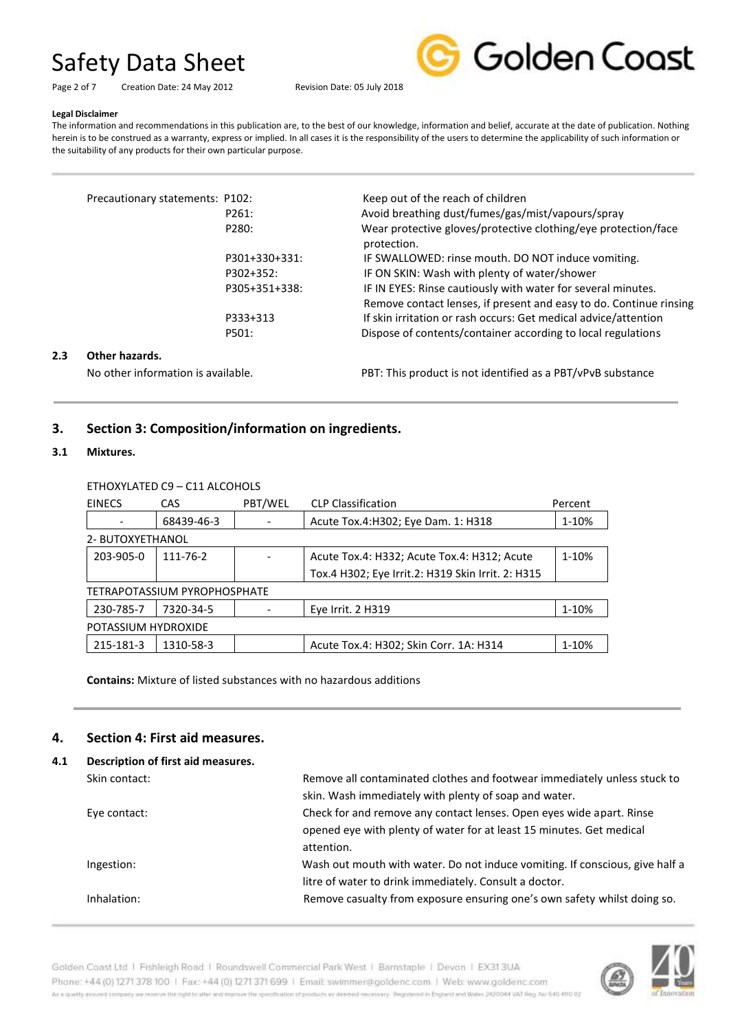**Legal Disclaimer**

The information and recommendations in this publication are, to the best of our knowledge, information and belief, accurate at the date of publication. Nothing herein is to be construed as a warranty, express or implied. In all cases it is the responsibility of the users to determine the applicability of such information or the suitability of any products for their own particular purpose.

| Precautionary statements: | | |
|---|---|---|
| | P102: | Keep out of the reach of children |
| | P261: | Avoid breathing dust/fumes/gas/mist/vapours/spray |
| | P280: | Wear protective gloves/protective clothing/eye protection/face protection. |
| | P301+330+331: | IF SWALLOWED: rinse mouth. DO NOT induce vomiting. |
| | P302+352: | IF ON SKIN: Wash with plenty of water/shower |
| | P305+351+338: | IF IN EYES: Rinse cautiously with water for several minutes. Remove contact lenses, if present and easy to do. Continue rinsing |
| | P333+313 | If skin irritation or rash occurs: Get medical advice/attention |
| | P501: | Dispose of contents/container according to local regulations |

### 2.3 Other hazards.

No other information is available.

PBT: This product is not identified as a PBT/vPvB substance

## 3. Section 3: Composition/information on ingredients.

### 3.1 Mixtures.

| EINECS | CAS | PBT/WEL | CLP Classification | Percent |
|---|---|---|---|---|
| ETHOXYLATED C9 – C11 ALCOHOLS | | | | |
| - | 68439-46-3 | - | Acute Tox.4:H302; Eye Dam. 1: H318 | 1-10% |
| 2- BUTOXYETHANOL | | | | |
| 203-905-0 | 111-76-2 | - | Acute Tox.4: H332; Acute Tox.4: H312; Acute Tox.4 H302; Eye Irrit.2: H319 Skin Irrit. 2: H315 | 1-10% |
| TETRAPOTASSIUM PYROPHOSPHATE | | | | |
| 230-785-7 | 7320-34-5 | - | Eye Irrit. 2 H319 | 1-10% |
| POTASSIUM HYDROXIDE | | | | |
| 215-181-3 | 1310-58-3 | | Acute Tox.4: H302; Skin Corr. 1A: H314 | 1-10% |

**Contains:** Mixture of listed substances with no hazardous additions

## 4. Section 4: First aid measures.

### 4.1 Description of first aid measures.

Skin contact: Remove all contaminated clothes and footwear immediately unless stuck to skin. Wash immediately with plenty of soap and water.

Eye contact: Check for and remove any contact lenses. Open eyes wide apart. Rinse opened eye with plenty of water for at least 15 minutes. Get medical attention.

Ingestion: Wash out mouth with water. Do not induce vomiting. If conscious, give half a litre of water to drink immediately. Consult a doctor.

Inhalation: Remove casualty from exposure ensuring one's own safety whilst doing so.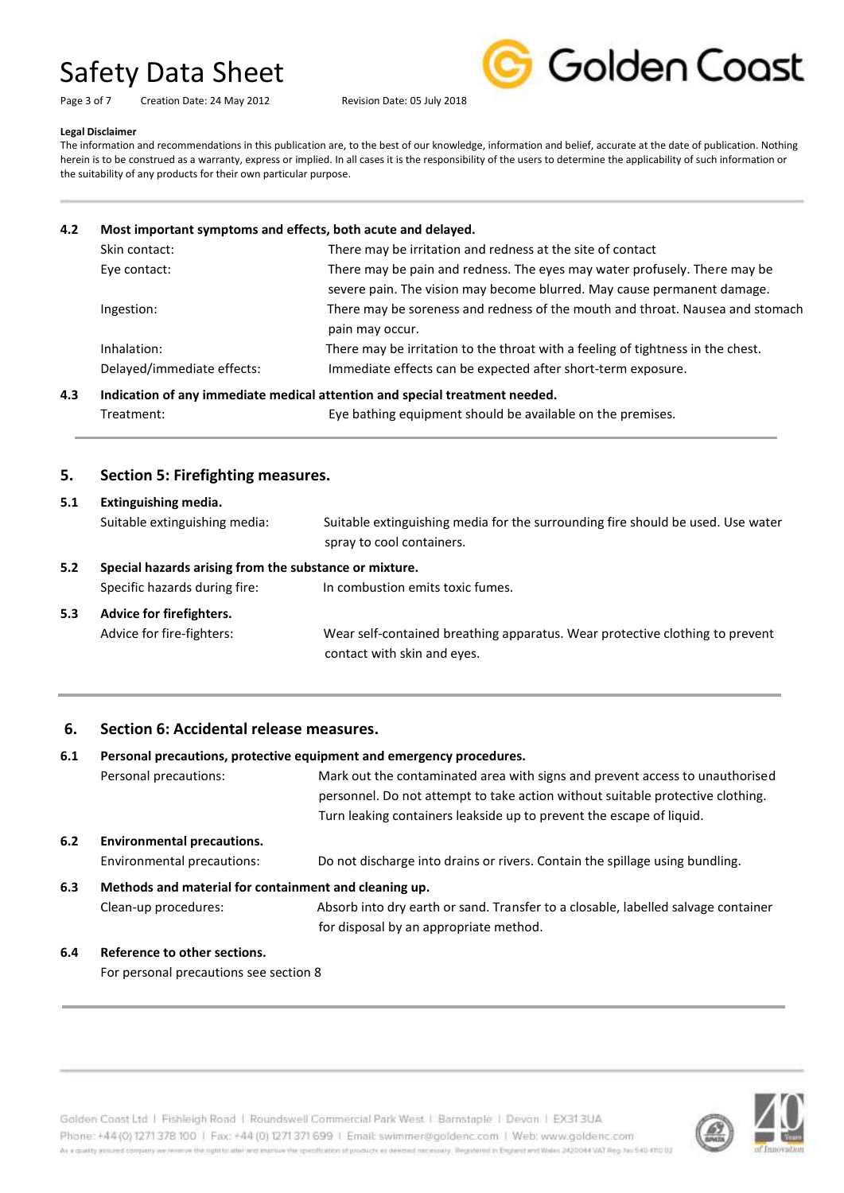**Legal Disclaimer**

The information and recommendations in this publication are, to the best of our knowledge, information and belief, accurate at the date of publication. Nothing herein is to be construed as a warranty, express or implied. In all cases it is the responsibility of the users to determine the applicability of such information or the suitability of any products for their own particular purpose.

---

### 4.2 Most important symptoms and effects, both acute and delayed.

| | |
|---|---|
| Skin contact: | There may be irritation and redness at the site of contact |
| Eye contact: | There may be pain and redness. The eyes may water profusely. There may be severe pain. The vision may become blurred. May cause permanent damage. |
| Ingestion: | There may be soreness and redness of the mouth and throat. Nausea and stomach pain may occur. |
| Inhalation: | There may be irritation to the throat with a feeling of tightness in the chest. |
| Delayed/immediate effects: | Immediate effects can be expected after short-term exposure. |

### 4.3 Indication of any immediate medical attention and special treatment needed.

| | |
|---|---|
| Treatment: | Eye bathing equipment should be available on the premises. |

---

## 5. Section 5: Firefighting measures.

### 5.1 Extinguishing media.

| | |
|---|---|
| Suitable extinguishing media: | Suitable extinguishing media for the surrounding fire should be used. Use water spray to cool containers. |

### 5.2 Special hazards arising from the substance or mixture.

| | |
|---|---|
| Specific hazards during fire: | In combustion emits toxic fumes. |

### 5.3 Advice for firefighters.

| | |
|---|---|
| Advice for fire-fighters: | Wear self-contained breathing apparatus. Wear protective clothing to prevent contact with skin and eyes. |

---

## 6. Section 6: Accidental release measures.

### 6.1 Personal precautions, protective equipment and emergency procedures.

| | |
|---|---|
| Personal precautions: | Mark out the contaminated area with signs and prevent access to unauthorised personnel. Do not attempt to take action without suitable protective clothing. Turn leaking containers leakside up to prevent the escape of liquid. |

### 6.2 Environmental precautions.

| | |
|---|---|
| Environmental precautions: | Do not discharge into drains or rivers. Contain the spillage using bundling. |

### 6.3 Methods and material for containment and cleaning up.

| | |
|---|---|
| Clean-up procedures: | Absorb into dry earth or sand. Transfer to a closable, labelled salvage container for disposal by an appropriate method. |

### 6.4 Reference to other sections.

For personal precautions see section 8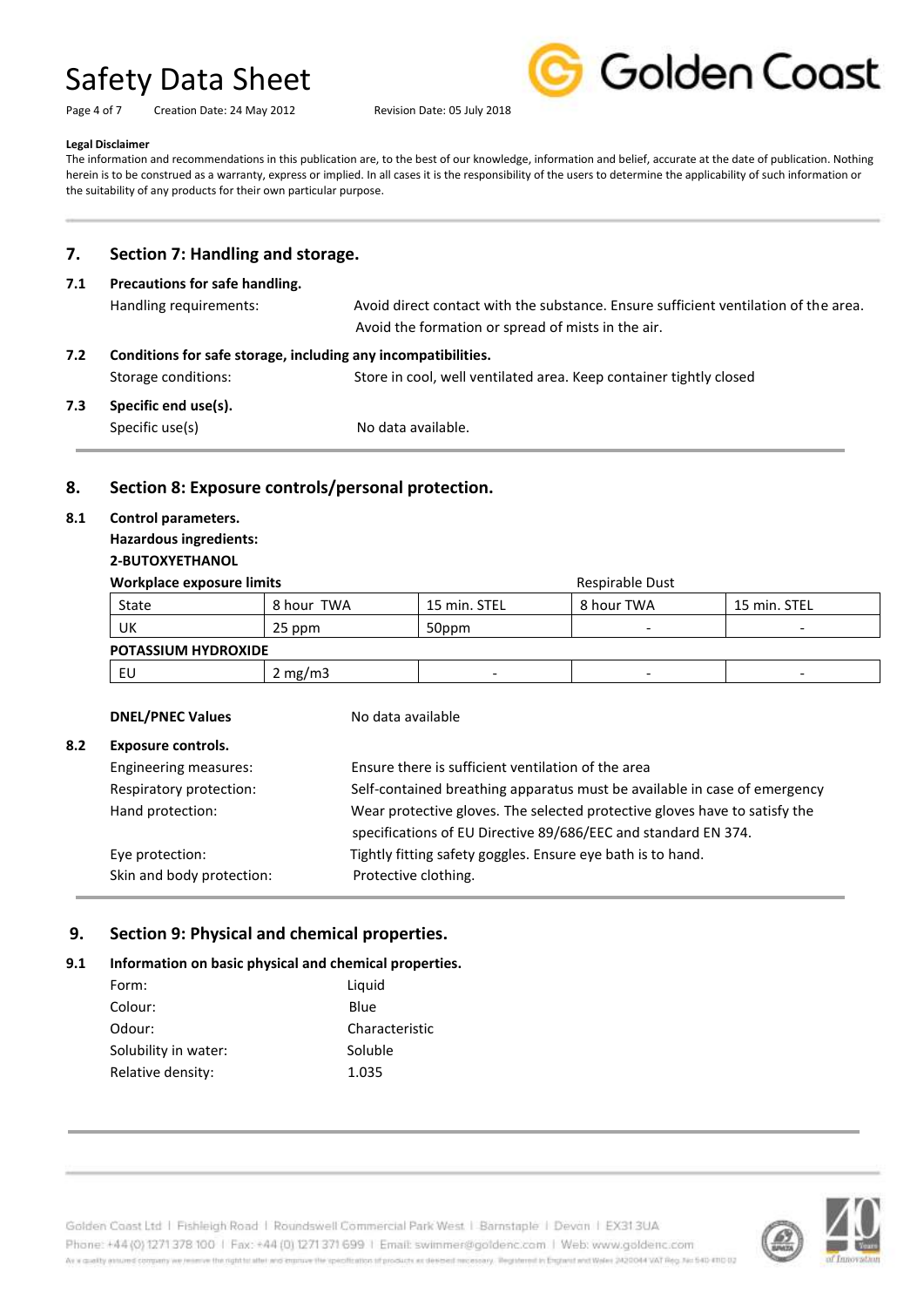**Legal Disclaimer**

The information and recommendations in this publication are, to the best of our knowledge, information and belief, accurate at the date of publication. Nothing herein is to be construed as a warranty, express or implied. In all cases it is the responsibility of the users to determine the applicability of such information or the suitability of any products for their own particular purpose.

## 7. Section 7: Handling and storage.

### 7.1 Precautions for safe handling.

Handling requirements: Avoid direct contact with the substance. Ensure sufficient ventilation of the area. Avoid the formation or spread of mists in the air.

### 7.2 Conditions for safe storage, including any incompatibilities.

Storage conditions: Store in cool, well ventilated area. Keep container tightly closed

### 7.3 Specific end use(s).

Specific use(s) No data available.

## 8. Section 8: Exposure controls/personal protection.

### 8.1 Control parameters.

**Hazardous ingredients:**

**2-BUTOXYETHANOL**

| **Workplace exposure limits** | | | Respirable Dust | |
|---|---|---|---|---|
| State | 8 hour TWA | 15 min. STEL | 8 hour TWA | 15 min. STEL |
| UK | 25 ppm | 50ppm | - | - |
| **POTASSIUM HYDROXIDE** | | | | |
| EU | 2 mg/m3 | - | - | - |

**DNEL/PNEC Values** No data available

### 8.2 Exposure controls.

Engineering measures: Ensure there is sufficient ventilation of the area

Respiratory protection: Self-contained breathing apparatus must be available in case of emergency

Hand protection: Wear protective gloves. The selected protective gloves have to satisfy the specifications of EU Directive 89/686/EEC and standard EN 374.

Eye protection: Tightly fitting safety goggles. Ensure eye bath is to hand.

Skin and body protection: Protective clothing.

## 9. Section 9: Physical and chemical properties.

### 9.1 Information on basic physical and chemical properties.

Form: Liquid

Colour: Blue

Odour: Characteristic

Solubility in water: Soluble

Relative density: 1.035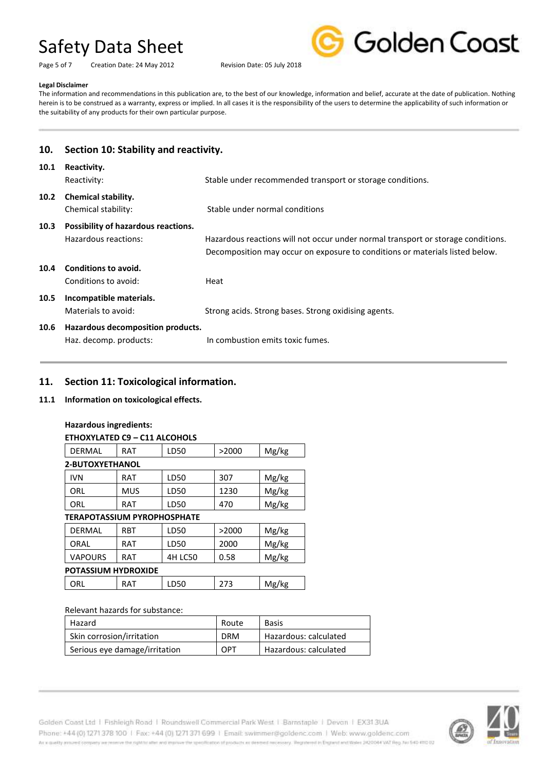**Legal Disclaimer**

The information and recommendations in this publication are, to the best of our knowledge, information and belief, accurate at the date of publication. Nothing herein is to be construed as a warranty, express or implied. In all cases it is the responsibility of the users to determine the applicability of such information or the suitability of any products for their own particular purpose.

## 10. Section 10: Stability and reactivity.

**10.1 Reactivity.**

Reactivity: Stable under recommended transport or storage conditions.

**10.2 Chemical stability.**

Chemical stability: Stable under normal conditions

**10.3 Possibility of hazardous reactions.**

Hazardous reactions: Hazardous reactions will not occur under normal transport or storage conditions. Decomposition may occur on exposure to conditions or materials listed below.

**10.4 Conditions to avoid.**

Conditions to avoid: Heat

**10.5 Incompatible materials.**

Materials to avoid: Strong acids. Strong bases. Strong oxidising agents.

**10.6 Hazardous decomposition products.**

Haz. decomp. products: In combustion emits toxic fumes.

## 11. Section 11: Toxicological information.

**11.1 Information on toxicological effects.**

**Hazardous ingredients:**

**ETHOXYLATED C9 – C11 ALCOHOLS**

| DERMAL | RAT | LD50 | >2000 | Mg/kg |
|---|---|---|---|---|

**2-BUTOXYETHANOL**

| IVN | RAT | LD50 | 307 | Mg/kg |
|---|---|---|---|---|
| ORL | MUS | LD50 | 1230 | Mg/kg |
| ORL | RAT | LD50 | 470 | Mg/kg |

**TERAPOTASSIUM PYROPHOSPHATE**

| DERMAL | RBT | LD50 | >2000 | Mg/kg |
|---|---|---|---|---|
| ORAL | RAT | LD50 | 2000 | Mg/kg |
| VAPOURS | RAT | 4H LC50 | 0.58 | Mg/kg |

**POTASSIUM HYDROXIDE**

| ORL | RAT | LD50 | 273 | Mg/kg |
|---|---|---|---|---|

Relevant hazards for substance:

| Hazard | Route | Basis |
|---|---|---|
| Skin corrosion/irritation | DRM | Hazardous: calculated |
| Serious eye damage/irritation | OPT | Hazardous: calculated |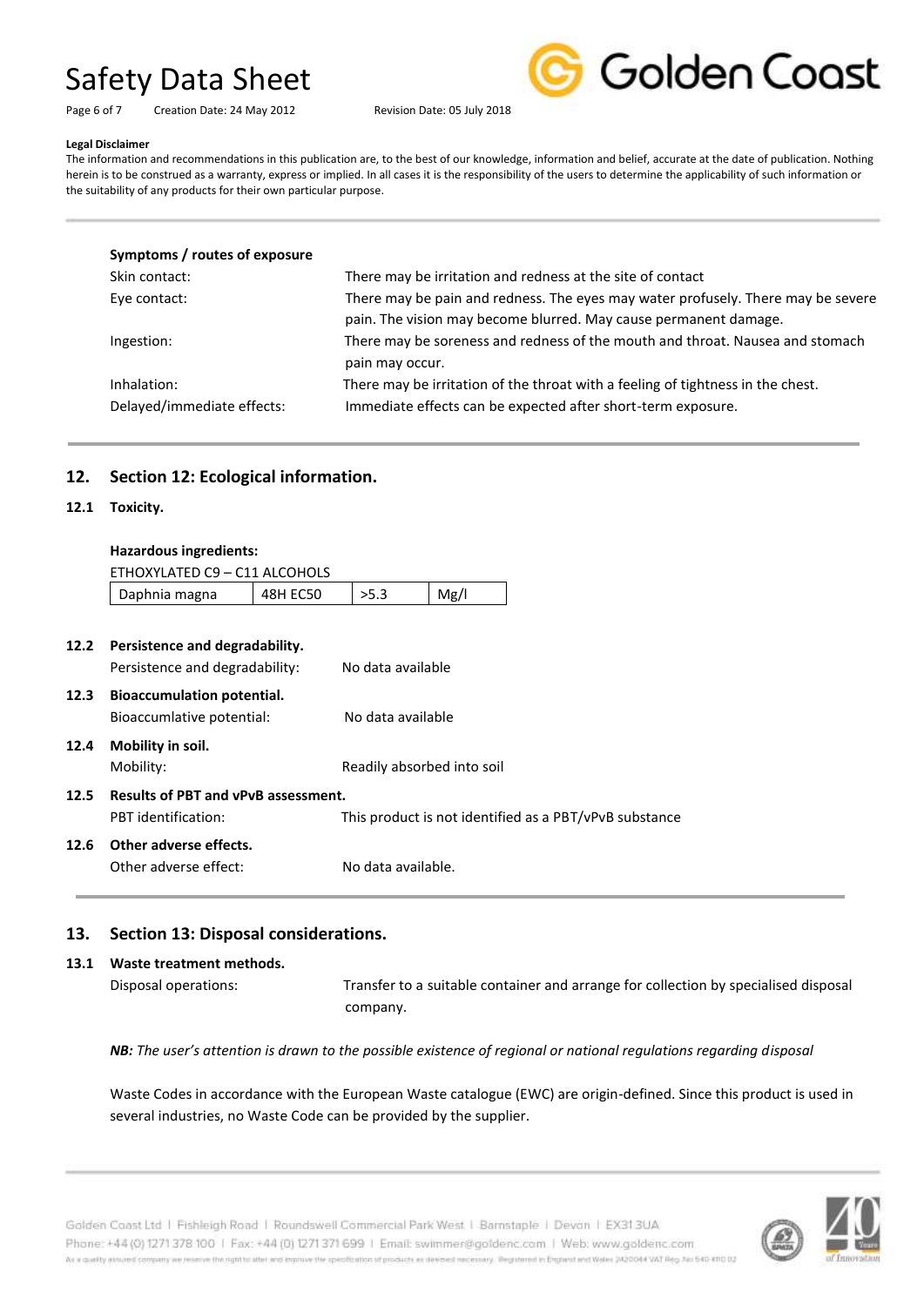**Legal Disclaimer**

The information and recommendations in this publication are, to the best of our knowledge, information and belief, accurate at the date of publication. Nothing herein is to be construed as a warranty, express or implied. In all cases it is the responsibility of the users to determine the applicability of such information or the suitability of any products for their own particular purpose.

**Symptoms / routes of exposure**

| | |
|---|---|
| Skin contact: | There may be irritation and redness at the site of contact |
| Eye contact: | There may be pain and redness. The eyes may water profusely. There may be severe pain. The vision may become blurred. May cause permanent damage. |
| Ingestion: | There may be soreness and redness of the mouth and throat. Nausea and stomach pain may occur. |
| Inhalation: | There may be irritation of the throat with a feeling of tightness in the chest. |
| Delayed/immediate effects: | Immediate effects can be expected after short-term exposure. |

## 12. Section 12: Ecological information.

### 12.1 Toxicity.

**Hazardous ingredients:**

ETHOXYLATED C9 – C11 ALCOHOLS

| Daphnia magna | 48H EC50 | >5.3 | Mg/l |
|---|---|---|---|

### 12.2 Persistence and degradability.

Persistence and degradability: No data available

### 12.3 Bioaccumulation potential.

Bioaccumlative potential: No data available

### 12.4 Mobility in soil.

Mobility: Readily absorbed into soil

### 12.5 Results of PBT and vPvB assessment.

PBT identification: This product is not identified as a PBT/vPvB substance

### 12.6 Other adverse effects.

Other adverse effect: No data available.

## 13. Section 13: Disposal considerations.

### 13.1 Waste treatment methods.

Disposal operations: Transfer to a suitable container and arrange for collection by specialised disposal company.

***NB:*** *The user's attention is drawn to the possible existence of regional or national regulations regarding disposal*

Waste Codes in accordance with the European Waste catalogue (EWC) are origin-defined. Since this product is used in several industries, no Waste Code can be provided by the supplier.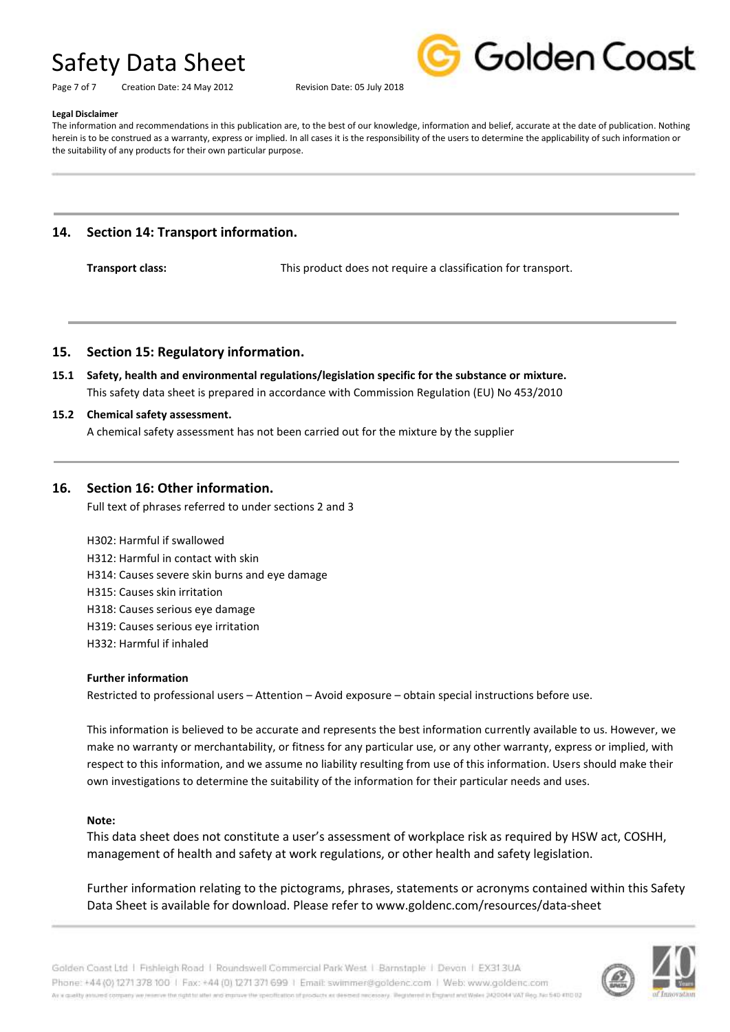**Legal Disclaimer**

The information and recommendations in this publication are, to the best of our knowledge, information and belief, accurate at the date of publication. Nothing herein is to be construed as a warranty, express or implied. In all cases it is the responsibility of the users to determine the applicability of such information or the suitability of any products for their own particular purpose.

## 14. Section 14: Transport information.

**Transport class:** This product does not require a classification for transport.

## 15. Section 15: Regulatory information.

**15.1 Safety, health and environmental regulations/legislation specific for the substance or mixture.**

This safety data sheet is prepared in accordance with Commission Regulation (EU) No 453/2010

**15.2 Chemical safety assessment.**

A chemical safety assessment has not been carried out for the mixture by the supplier

## 16. Section 16: Other information.

Full text of phrases referred to under sections 2 and 3

H302: Harmful if swallowed
H312: Harmful in contact with skin
H314: Causes severe skin burns and eye damage
H315: Causes skin irritation
H318: Causes serious eye damage
H319: Causes serious eye irritation
H332: Harmful if inhaled

**Further information**

Restricted to professional users – Attention – Avoid exposure – obtain special instructions before use.

This information is believed to be accurate and represents the best information currently available to us. However, we make no warranty or merchantability, or fitness for any particular use, or any other warranty, express or implied, with respect to this information, and we assume no liability resulting from use of this information. Users should make their own investigations to determine the suitability of the information for their particular needs and uses.

**Note:**

This data sheet does not constitute a user's assessment of workplace risk as required by HSW act, COSHH, management of health and safety at work regulations, or other health and safety legislation.

Further information relating to the pictograms, phrases, statements or acronyms contained within this Safety Data Sheet is available for download. Please refer to www.goldenc.com/resources/data-sheet